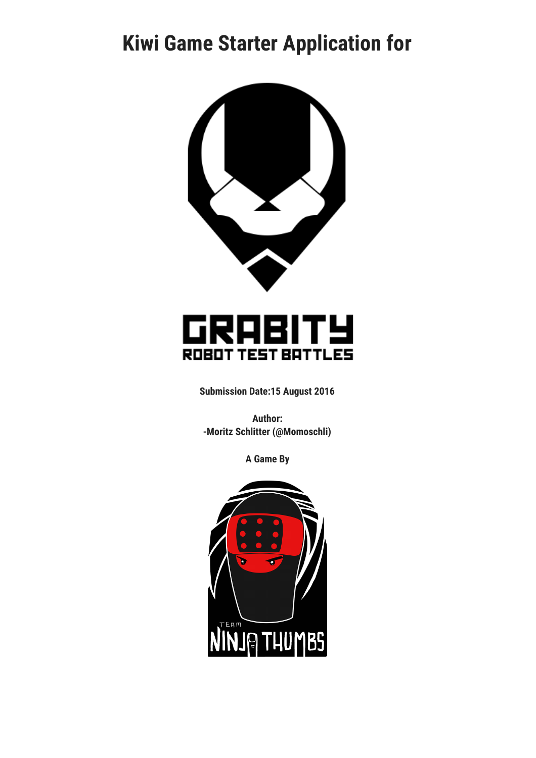# Kiwi Game Starter Application for

GRABITY

ROBOT TEST BATTLES

**Submission Date:15 August 2016**

**Author:**
**-Moritz Schlitter (@Momoschli)**

**A Game By**

TEAM NINJA THUMBS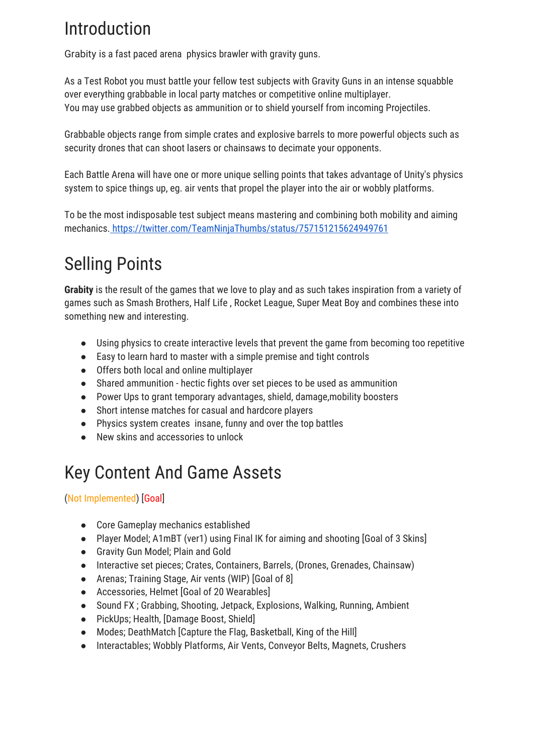# Introduction

Grabity is a fast paced arena  physics brawler with gravity guns.

As a Test Robot you must battle your fellow test subjects with Gravity Guns in an intense squabble over everything grabbable in local party matches or competitive online multiplayer.
You may use grabbed objects as ammunition or to shield yourself from incoming Projectiles.

Grabbable objects range from simple crates and explosive barrels to more powerful objects such as security drones that can shoot lasers or chainsaws to decimate your opponents.

Each Battle Arena will have one or more unique selling points that takes advantage of Unity's physics system to spice things up, eg. air vents that propel the player into the air or wobbly platforms.

To be the most indisposable test subject means mastering and combining both mobility and aiming mechanics. [https://twitter.com/TeamNinjaThumbs/status/757151215624949761](https://twitter.com/TeamNinjaThumbs/status/757151215624949761)

# Selling Points

**Grabity** is the result of the games that we love to play and as such takes inspiration from a variety of games such as Smash Brothers, Half Life , Rocket League, Super Meat Boy and combines these into something new and interesting.

- Using physics to create interactive levels that prevent the game from becoming too repetitive
- Easy to learn hard to master with a simple premise and tight controls
- Offers both local and online multiplayer
- Shared ammunition - hectic fights over set pieces to be used as ammunition
- Power Ups to grant temporary advantages, shield, damage,mobility boosters
- Short intense matches for casual and hardcore players
- Physics system creates  insane, funny and over the top battles
- New skins and accessories to unlock

# Key Content And Game Assets

(Not Implemented) [Goal]

- Core Gameplay mechanics established
- Player Model; A1mBT (ver1) using Final IK for aiming and shooting [Goal of 3 Skins]
- Gravity Gun Model; Plain and Gold
- Interactive set pieces; Crates, Containers, Barrels, (Drones, Grenades, Chainsaw)
- Arenas; Training Stage, Air vents (WIP) [Goal of 8]
- Accessories, Helmet [Goal of 20 Wearables]
- Sound FX ; Grabbing, Shooting, Jetpack, Explosions, Walking, Running, Ambient
- PickUps; Health, [Damage Boost, Shield]
- Modes; DeathMatch [Capture the Flag, Basketball, King of the Hill]
- Interactables; Wobbly Platforms, Air Vents, Conveyor Belts, Magnets, Crushers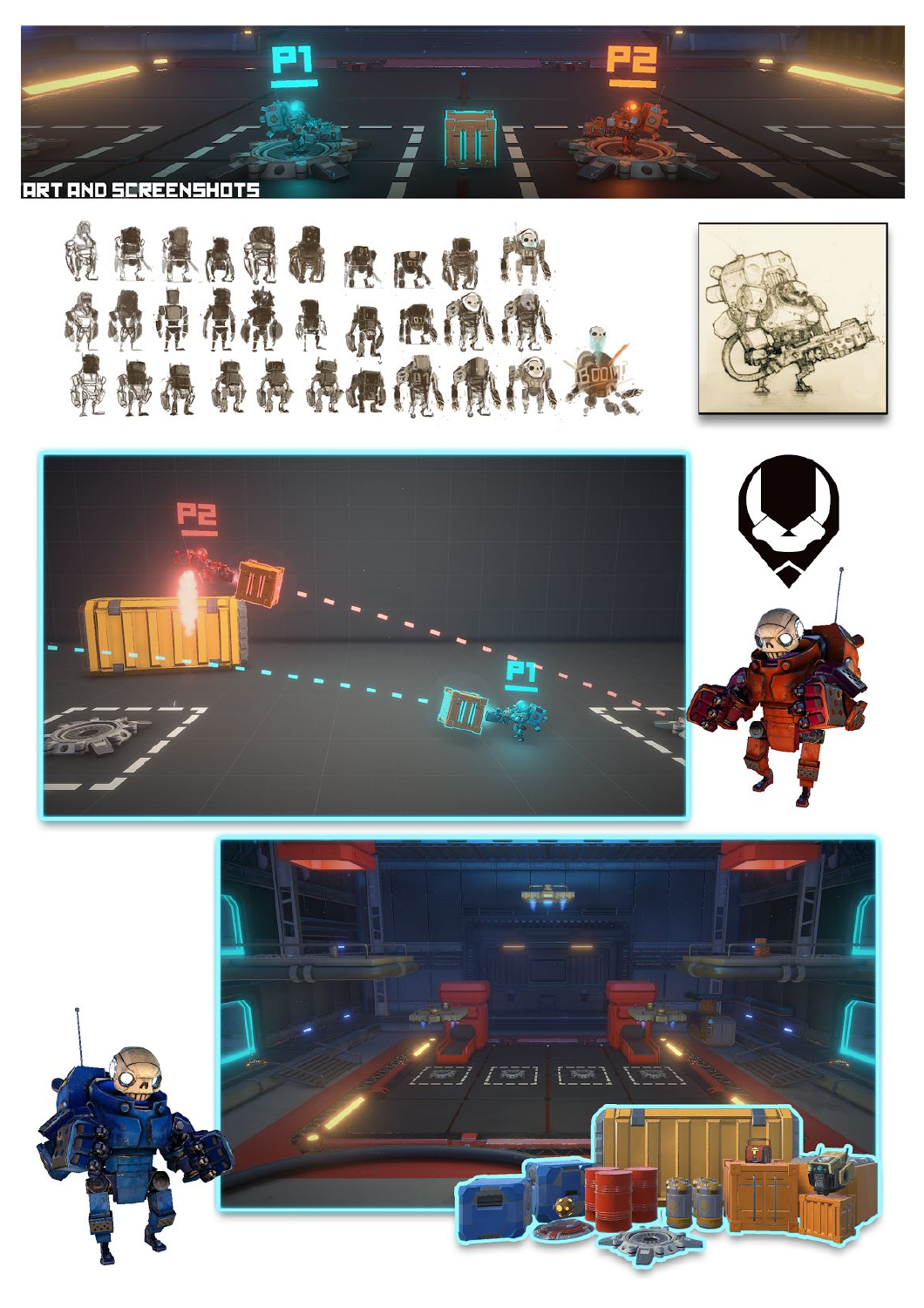ART AND SCREENSHOTS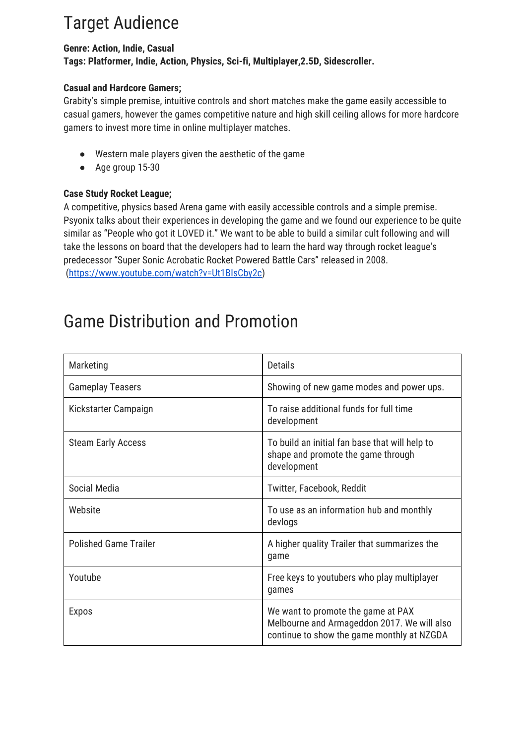# Target Audience

**Genre: Action, Indie, Casual**
**Tags: Platformer, Indie, Action, Physics, Sci-fi, Multiplayer,2.5D, Sidescroller.**

**Casual and Hardcore Gamers;**
Grabity's simple premise, intuitive controls and short matches make the game easily accessible to casual gamers, however the games competitive nature and high skill ceiling allows for more hardcore gamers to invest more time in online multiplayer matches.

- Western male players given the aesthetic of the game
- Age group 15-30

**Case Study Rocket League;**
A competitive, physics based Arena game with easily accessible controls and a simple premise. Psyonix talks about their experiences in developing the game and we found our experience to be quite similar as "People who got it LOVED it." We want to be able to build a similar cult following and will take the lessons on board that the developers had to learn the hard way through rocket league's predecessor "Super Sonic Acrobatic Rocket Powered Battle Cars" released in 2008.
(https://www.youtube.com/watch?v=Ut1BIsCby2c)

# Game Distribution and Promotion

| Marketing | Details |
| --- | --- |
| Gameplay Teasers | Showing of new game modes and power ups. |
| Kickstarter Campaign | To raise additional funds for full time development |
| Steam Early Access | To build an initial fan base that will help to shape and promote the game through development |
| Social Media | Twitter, Facebook, Reddit |
| Website | To use as an information hub and monthly devlogs |
| Polished Game Trailer | A higher quality Trailer that summarizes the game |
| Youtube | Free keys to youtubers who play multiplayer games |
| Expos | We want to promote the game at PAX Melbourne and Armageddon 2017. We will also continue to show the game monthly at NZGDA |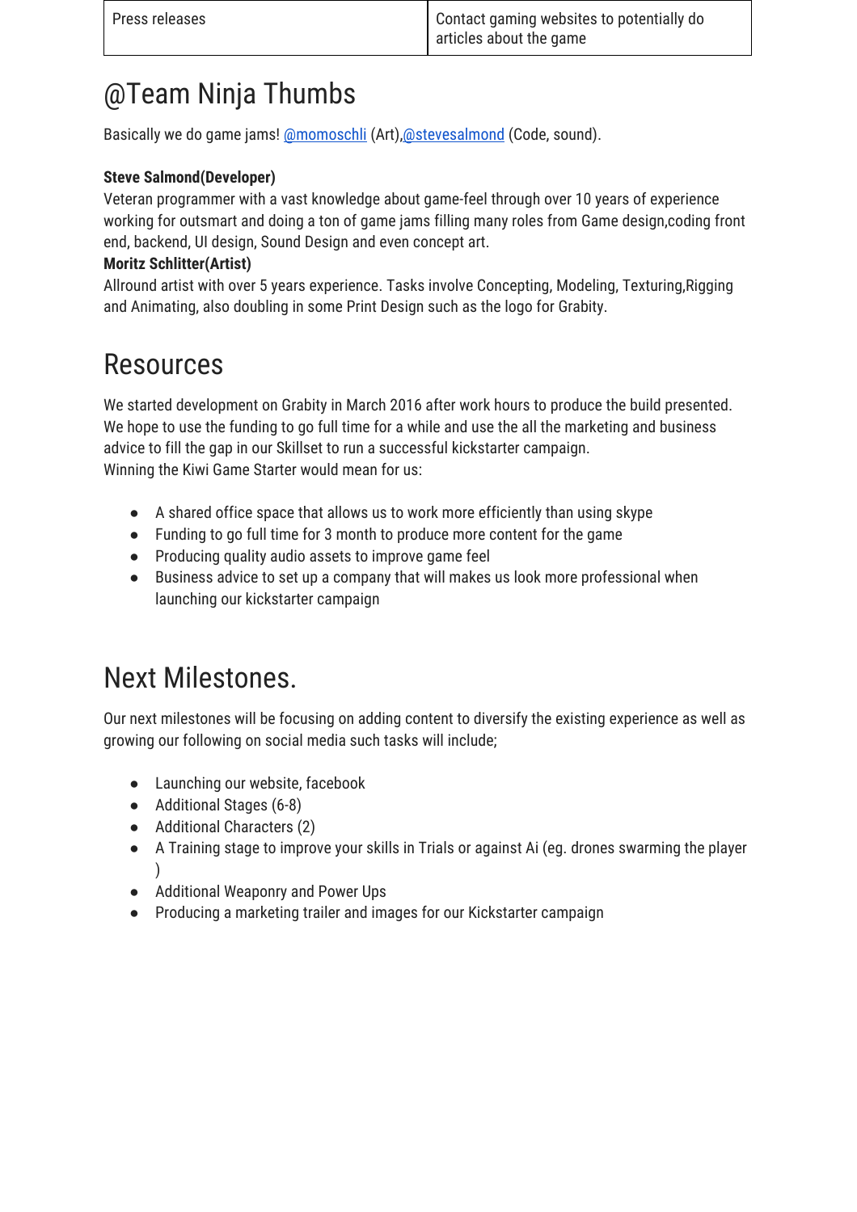| | |
|---|---|
| Press releases | Contact gaming websites to potentially do articles about the game |

# @Team Ninja Thumbs

Basically we do game jams! @momoschli (Art),@stevesalmond (Code, sound).

**Steve Salmond(Developer)**
Veteran programmer with a vast knowledge about game-feel through over 10 years of experience working for outsmart and doing a ton of game jams filling many roles from Game design,coding front end, backend, UI design, Sound Design and even concept art.
**Moritz Schlitter(Artist)**
Allround artist with over 5 years experience. Tasks involve Concepting, Modeling, Texturing,Rigging and Animating, also doubling in some Print Design such as the logo for Grabity.

# Resources

We started development on Grabity in March 2016 after work hours to produce the build presented. We hope to use the funding to go full time for a while and use the all the marketing and business advice to fill the gap in our Skillset to run a successful kickstarter campaign.
Winning the Kiwi Game Starter would mean for us:

- A shared office space that allows us to work more efficiently than using skype
- Funding to go full time for 3 month to produce more content for the game
- Producing quality audio assets to improve game feel
- Business advice to set up a company that will makes us look more professional when launching our kickstarter campaign

# Next Milestones.

Our next milestones will be focusing on adding content to diversify the existing experience as well as growing our following on social media such tasks will include;

- Launching our website, facebook
- Additional Stages (6-8)
- Additional Characters (2)
- A Training stage to improve your skills in Trials or against Ai (eg. drones swarming the player )
- Additional Weaponry and Power Ups
- Producing a marketing trailer and images for our Kickstarter campaign